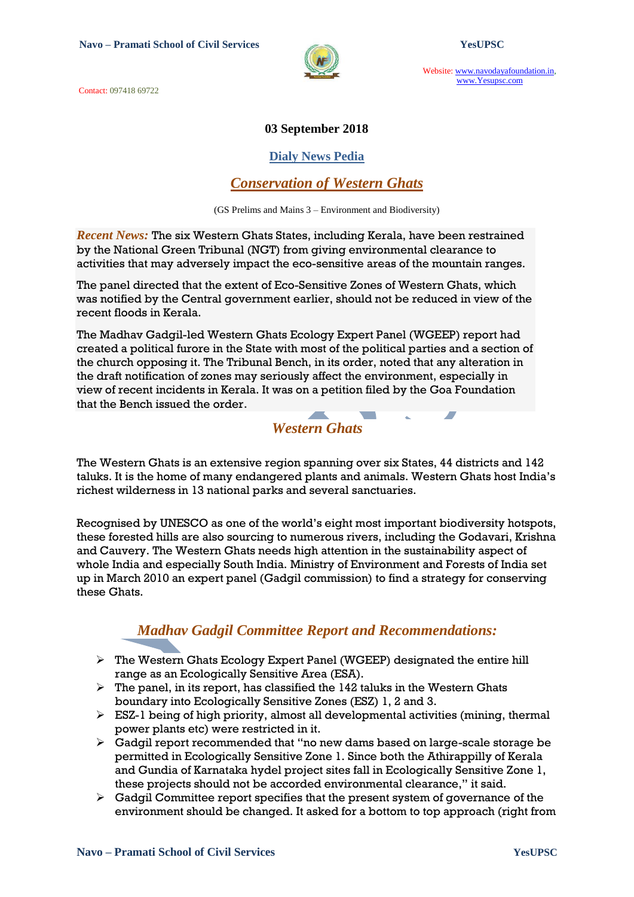03 September 2018

## Dialy News Pedia

# *Conservation of Western Ghats*

(GS Prelims and Mains 3 – Environment and Biodiversity)

***Recent News:*** The six Western Ghats States, including Kerala, have been restrained by the National Green Tribunal (NGT) from giving environmental clearance to activities that may adversely impact the eco-sensitive areas of the mountain ranges.

The panel directed that the extent of Eco-Sensitive Zones of Western Ghats, which was notified by the Central government earlier, should not be reduced in view of the recent floods in Kerala.

The Madhav Gadgil-led Western Ghats Ecology Expert Panel (WGEEP) report had created a political furore in the State with most of the political parties and a section of the church opposing it. The Tribunal Bench, in its order, noted that any alteration in the draft notification of zones may seriously affect the environment, especially in view of recent incidents in Kerala. It was on a petition filed by the Goa Foundation that the Bench issued the order.

## *Western Ghats*

The Western Ghats is an extensive region spanning over six States, 44 districts and 142 taluks. It is the home of many endangered plants and animals. Western Ghats host India's richest wilderness in 13 national parks and several sanctuaries.

Recognised by UNESCO as one of the world's eight most important biodiversity hotspots, these forested hills are also sourcing to numerous rivers, including the Godavari, Krishna and Cauvery. The Western Ghats needs high attention in the sustainability aspect of whole India and especially South India. Ministry of Environment and Forests of India set up in March 2010 an expert panel (Gadgil commission) to find a strategy for conserving these Ghats.

## *Madhav Gadgil Committee Report and Recommendations:*

- The Western Ghats Ecology Expert Panel (WGEEP) designated the entire hill range as an Ecologically Sensitive Area (ESA).
- The panel, in its report, has classified the 142 taluks in the Western Ghats boundary into Ecologically Sensitive Zones (ESZ) 1, 2 and 3.
- ESZ-1 being of high priority, almost all developmental activities (mining, thermal power plants etc) were restricted in it.
- Gadgil report recommended that "no new dams based on large-scale storage be permitted in Ecologically Sensitive Zone 1. Since both the Athirappilly of Kerala and Gundia of Karnataka hydel project sites fall in Ecologically Sensitive Zone 1, these projects should not be accorded environmental clearance," it said.
- Gadgil Committee report specifies that the present system of governance of the environment should be changed. It asked for a bottom to top approach (right from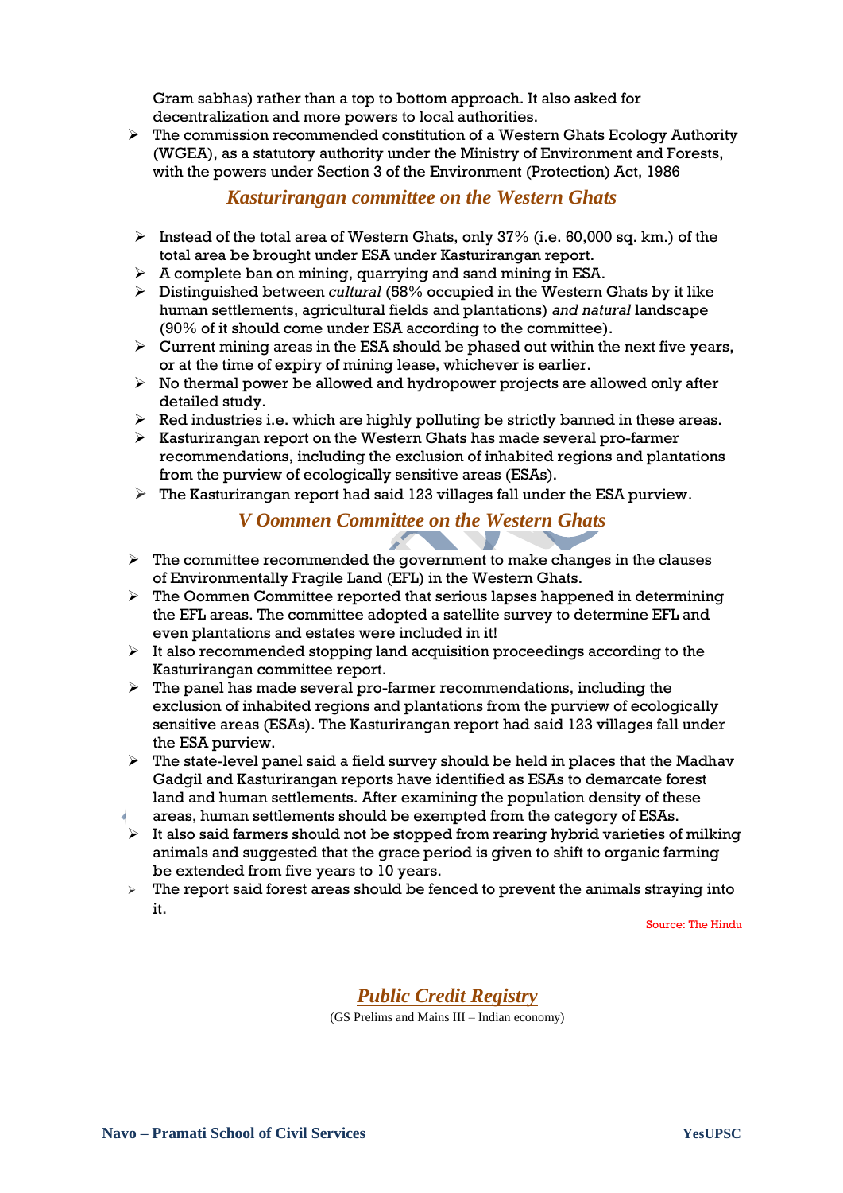Gram sabhas) rather than a top to bottom approach. It also asked for decentralization and more powers to local authorities.

- The commission recommended constitution of a Western Ghats Ecology Authority (WGEA), as a statutory authority under the Ministry of Environment and Forests, with the powers under Section 3 of the Environment (Protection) Act, 1986

## *Kasturirangan committee on the Western Ghats*

- Instead of the total area of Western Ghats, only 37% (i.e. 60,000 sq. km.) of the total area be brought under ESA under Kasturirangan report.
- A complete ban on mining, quarrying and sand mining in ESA.
- Distinguished between *cultural* (58% occupied in the Western Ghats by it like human settlements, agricultural fields and plantations) *and natural* landscape (90% of it should come under ESA according to the committee).
- Current mining areas in the ESA should be phased out within the next five years, or at the time of expiry of mining lease, whichever is earlier.
- No thermal power be allowed and hydropower projects are allowed only after detailed study.
- Red industries i.e. which are highly polluting be strictly banned in these areas.
- Kasturirangan report on the Western Ghats has made several pro-farmer recommendations, including the exclusion of inhabited regions and plantations from the purview of ecologically sensitive areas (ESAs).
- The Kasturirangan report had said 123 villages fall under the ESA purview.

## *V Oommen Committee on the Western Ghats*

- The committee recommended the government to make changes in the clauses of Environmentally Fragile Land (EFL) in the Western Ghats.
- The Oommen Committee reported that serious lapses happened in determining the EFL areas. The committee adopted a satellite survey to determine EFL and even plantations and estates were included in it!
- It also recommended stopping land acquisition proceedings according to the Kasturirangan committee report.
- The panel has made several pro-farmer recommendations, including the exclusion of inhabited regions and plantations from the purview of ecologically sensitive areas (ESAs). The Kasturirangan report had said 123 villages fall under the ESA purview.
- The state-level panel said a field survey should be held in places that the Madhav Gadgil and Kasturirangan reports have identified as ESAs to demarcate forest land and human settlements. After examining the population density of these areas, human settlements should be exempted from the category of ESAs.
- It also said farmers should not be stopped from rearing hybrid varieties of milking animals and suggested that the grace period is given to shift to organic farming be extended from five years to 10 years.
- The report said forest areas should be fenced to prevent the animals straying into it.

Source: The Hindu

## ***Public Credit Registry***

(GS Prelims and Mains III – Indian economy)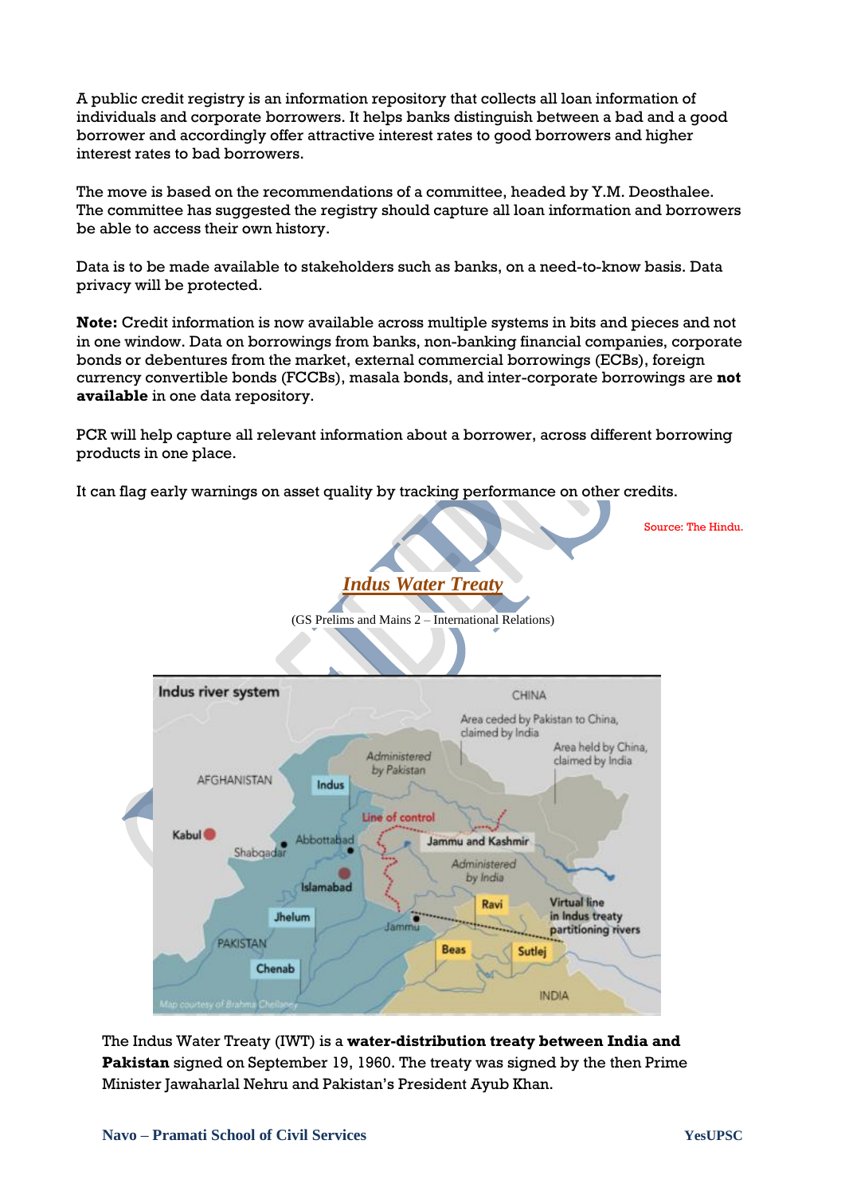A public credit registry is an information repository that collects all loan information of individuals and corporate borrowers. It helps banks distinguish between a bad and a good borrower and accordingly offer attractive interest rates to good borrowers and higher interest rates to bad borrowers.

The move is based on the recommendations of a committee, headed by Y.M. Deosthalee. The committee has suggested the registry should capture all loan information and borrowers be able to access their own history.

Data is to be made available to stakeholders such as banks, on a need-to-know basis. Data privacy will be protected.

**Note:** Credit information is now available across multiple systems in bits and pieces and not in one window. Data on borrowings from banks, non-banking financial companies, corporate bonds or debentures from the market, external commercial borrowings (ECBs), foreign currency convertible bonds (FCCBs), masala bonds, and inter-corporate borrowings are **not available** in one data repository.

PCR will help capture all relevant information about a borrower, across different borrowing products in one place.

It can flag early warnings on asset quality by tracking performance on other credits.

Source: The Hindu.

## *Indus Water Treaty*

(GS Prelims and Mains 2 – International Relations)

The Indus Water Treaty (IWT) is a **water-distribution treaty between India and Pakistan** signed on September 19, 1960. The treaty was signed by the then Prime Minister Jawaharlal Nehru and Pakistan's President Ayub Khan.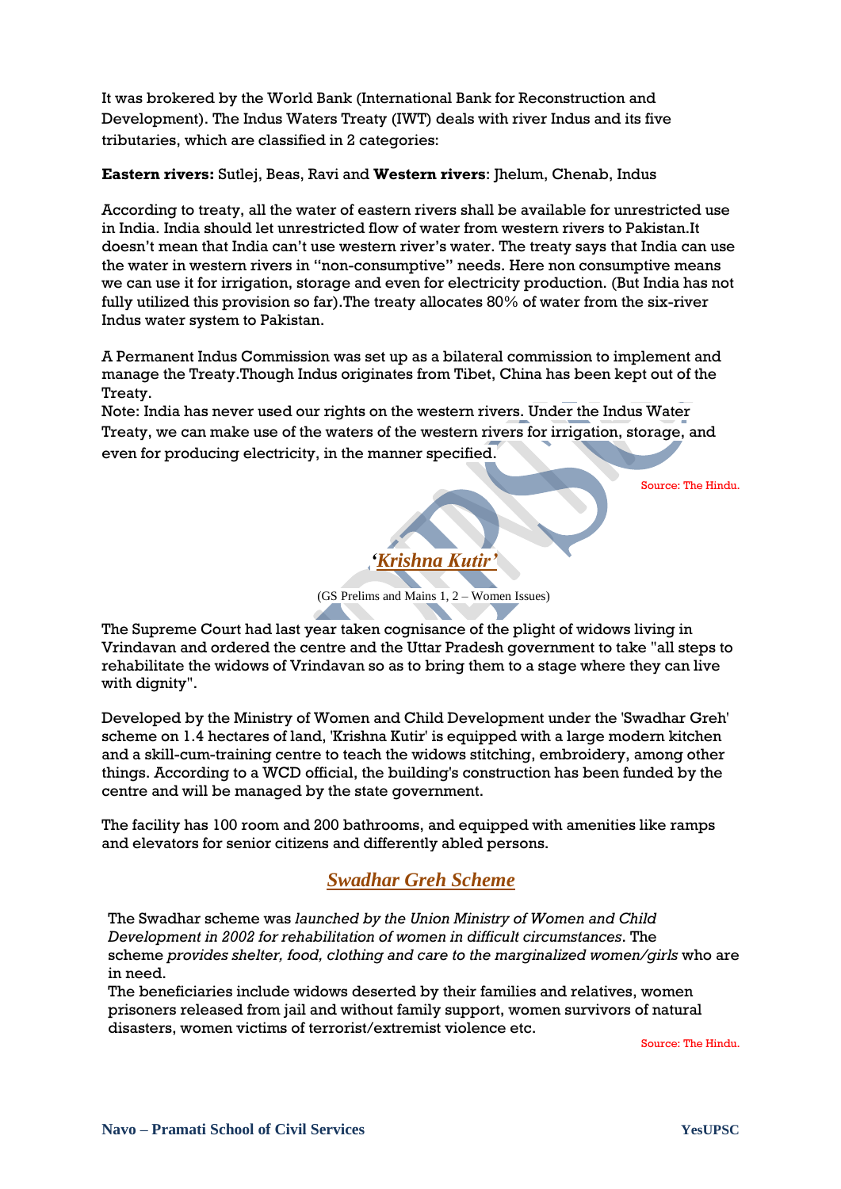It was brokered by the World Bank (International Bank for Reconstruction and Development). The Indus Waters Treaty (IWT) deals with river Indus and its five tributaries, which are classified in 2 categories:

**Eastern rivers:** Sutlej, Beas, Ravi and **Western rivers**: Jhelum, Chenab, Indus

According to treaty, all the water of eastern rivers shall be available for unrestricted use in India. India should let unrestricted flow of water from western rivers to Pakistan.It doesn't mean that India can't use western river's water. The treaty says that India can use the water in western rivers in "non-consumptive" needs. Here non consumptive means we can use it for irrigation, storage and even for electricity production. (But India has not fully utilized this provision so far).The treaty allocates 80% of water from the six-river Indus water system to Pakistan.

A Permanent Indus Commission was set up as a bilateral commission to implement and manage the Treaty.Though Indus originates from Tibet, China has been kept out of the Treaty.

Note: India has never used our rights on the western rivers. Under the Indus Water Treaty, we can make use of the waters of the western rivers for irrigation, storage, and even for producing electricity, in the manner specified.

Source: The Hindu.

## *'Krishna Kutir'*

(GS Prelims and Mains 1, 2 – Women Issues)

The Supreme Court had last year taken cognisance of the plight of widows living in Vrindavan and ordered the centre and the Uttar Pradesh government to take "all steps to rehabilitate the widows of Vrindavan so as to bring them to a stage where they can live with dignity".

Developed by the Ministry of Women and Child Development under the 'Swadhar Greh' scheme on 1.4 hectares of land, 'Krishna Kutir' is equipped with a large modern kitchen and a skill-cum-training centre to teach the widows stitching, embroidery, among other things. According to a WCD official, the building's construction has been funded by the centre and will be managed by the state government.

The facility has 100 room and 200 bathrooms, and equipped with amenities like ramps and elevators for senior citizens and differently abled persons.

## *Swadhar Greh Scheme*

The Swadhar scheme was *launched by the Union Ministry of Women and Child Development in 2002 for rehabilitation of women in difficult circumstances*. The scheme *provides shelter, food, clothing and care to the marginalized women/girls* who are in need.

The beneficiaries include widows deserted by their families and relatives, women prisoners released from jail and without family support, women survivors of natural disasters, women victims of terrorist/extremist violence etc.

Source: The Hindu.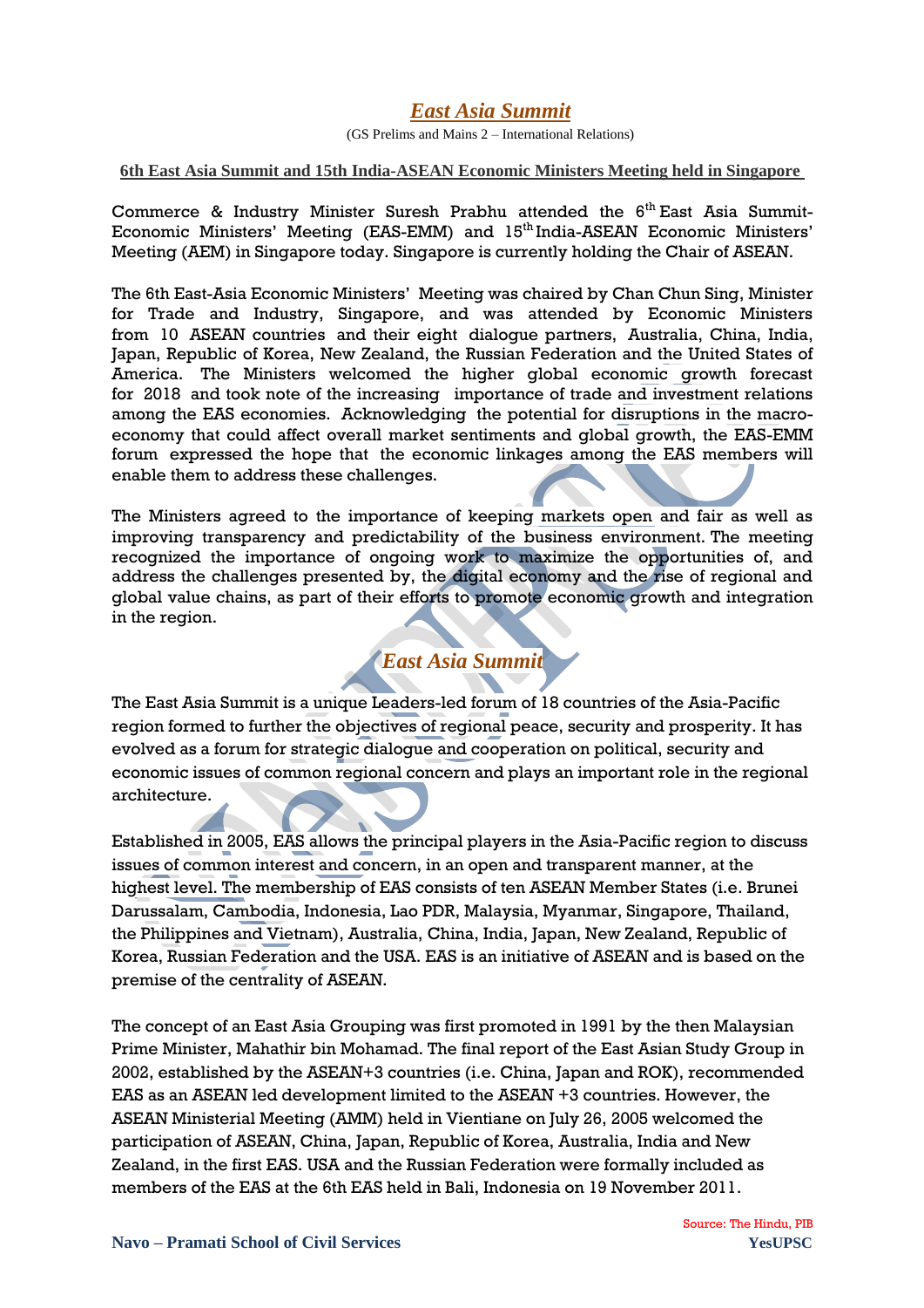# *East Asia Summit*

(GS Prelims and Mains 2 – International Relations)

**6th East Asia Summit and 15th India-ASEAN Economic Ministers Meeting held in Singapore**

Commerce & Industry Minister Suresh Prabhu attended the 6th East Asia Summit-Economic Ministers' Meeting (EAS-EMM) and 15th India-ASEAN Economic Ministers' Meeting (AEM) in Singapore today. Singapore is currently holding the Chair of ASEAN.

The 6th East-Asia Economic Ministers' Meeting was chaired by Chan Chun Sing, Minister for Trade and Industry, Singapore, and was attended by Economic Ministers from 10 ASEAN countries and their eight dialogue partners, Australia, China, India, Japan, Republic of Korea, New Zealand, the Russian Federation and the United States of America. The Ministers welcomed the higher global economic growth forecast for 2018 and took note of the increasing importance of trade and investment relations among the EAS economies. Acknowledging the potential for disruptions in the macro-economy that could affect overall market sentiments and global growth, the EAS-EMM forum expressed the hope that the economic linkages among the EAS members will enable them to address these challenges.

The Ministers agreed to the importance of keeping markets open and fair as well as improving transparency and predictability of the business environment. The meeting recognized the importance of ongoing work to maximize the opportunities of, and address the challenges presented by, the digital economy and the rise of regional and global value chains, as part of their efforts to promote economic growth and integration in the region.

## *East Asia Summit*

The East Asia Summit is a unique Leaders-led forum of 18 countries of the Asia-Pacific region formed to further the objectives of regional peace, security and prosperity. It has evolved as a forum for strategic dialogue and cooperation on political, security and economic issues of common regional concern and plays an important role in the regional architecture.

Established in 2005, EAS allows the principal players in the Asia-Pacific region to discuss issues of common interest and concern, in an open and transparent manner, at the highest level. The membership of EAS consists of ten ASEAN Member States (i.e. Brunei Darussalam, Cambodia, Indonesia, Lao PDR, Malaysia, Myanmar, Singapore, Thailand, the Philippines and Vietnam), Australia, China, India, Japan, New Zealand, Republic of Korea, Russian Federation and the USA. EAS is an initiative of ASEAN and is based on the premise of the centrality of ASEAN.

The concept of an East Asia Grouping was first promoted in 1991 by the then Malaysian Prime Minister, Mahathir bin Mohamad. The final report of the East Asian Study Group in 2002, established by the ASEAN+3 countries (i.e. China, Japan and ROK), recommended EAS as an ASEAN led development limited to the ASEAN +3 countries. However, the ASEAN Ministerial Meeting (AMM) held in Vientiane on July 26, 2005 welcomed the participation of ASEAN, China, Japan, Republic of Korea, Australia, India and New Zealand, in the first EAS. USA and the Russian Federation were formally included as members of the EAS at the 6th EAS held in Bali, Indonesia on 19 November 2011.

Source: The Hindu, PIB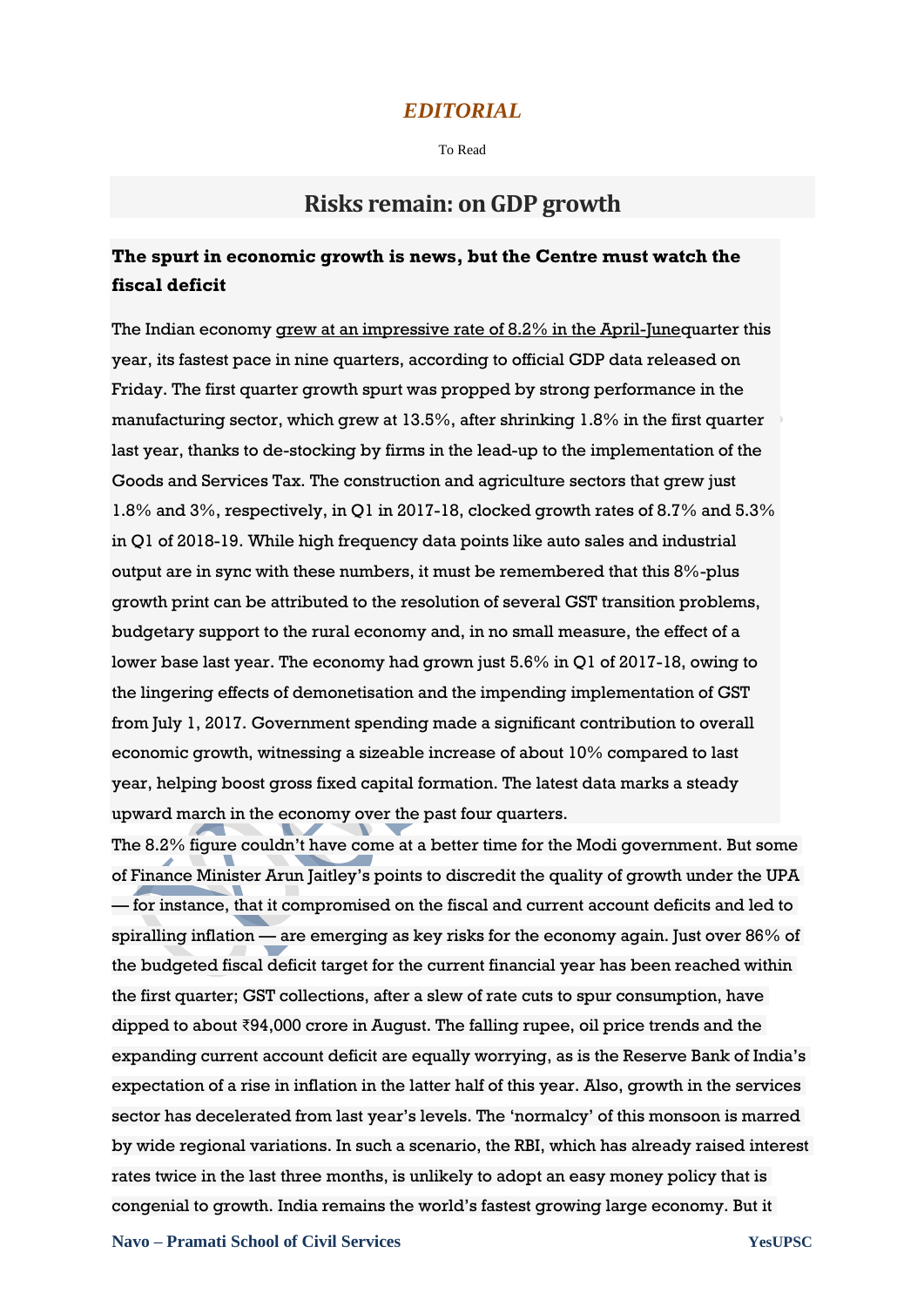# *EDITORIAL*

To Read

## Risks remain: on GDP growth

### The spurt in economic growth is news, but the Centre must watch the fiscal deficit

The Indian economy grew at an impressive rate of 8.2% in the April-Junequarter this year, its fastest pace in nine quarters, according to official GDP data released on Friday. The first quarter growth spurt was propped by strong performance in the manufacturing sector, which grew at 13.5%, after shrinking 1.8% in the first quarter last year, thanks to de-stocking by firms in the lead-up to the implementation of the Goods and Services Tax. The construction and agriculture sectors that grew just 1.8% and 3%, respectively, in Q1 in 2017-18, clocked growth rates of 8.7% and 5.3% in Q1 of 2018-19. While high frequency data points like auto sales and industrial output are in sync with these numbers, it must be remembered that this 8%-plus growth print can be attributed to the resolution of several GST transition problems, budgetary support to the rural economy and, in no small measure, the effect of a lower base last year. The economy had grown just 5.6% in Q1 of 2017-18, owing to the lingering effects of demonetisation and the impending implementation of GST from July 1, 2017. Government spending made a significant contribution to overall economic growth, witnessing a sizeable increase of about 10% compared to last year, helping boost gross fixed capital formation. The latest data marks a steady upward march in the economy over the past four quarters.

The 8.2% figure couldn't have come at a better time for the Modi government. But some of Finance Minister Arun Jaitley's points to discredit the quality of growth under the UPA — for instance, that it compromised on the fiscal and current account deficits and led to spiralling inflation — are emerging as key risks for the economy again. Just over 86% of the budgeted fiscal deficit target for the current financial year has been reached within the first quarter; GST collections, after a slew of rate cuts to spur consumption, have dipped to about ₹94,000 crore in August. The falling rupee, oil price trends and the expanding current account deficit are equally worrying, as is the Reserve Bank of India's expectation of a rise in inflation in the latter half of this year. Also, growth in the services sector has decelerated from last year's levels. The 'normalcy' of this monsoon is marred by wide regional variations. In such a scenario, the RBI, which has already raised interest rates twice in the last three months, is unlikely to adopt an easy money policy that is congenial to growth. India remains the world's fastest growing large economy. But it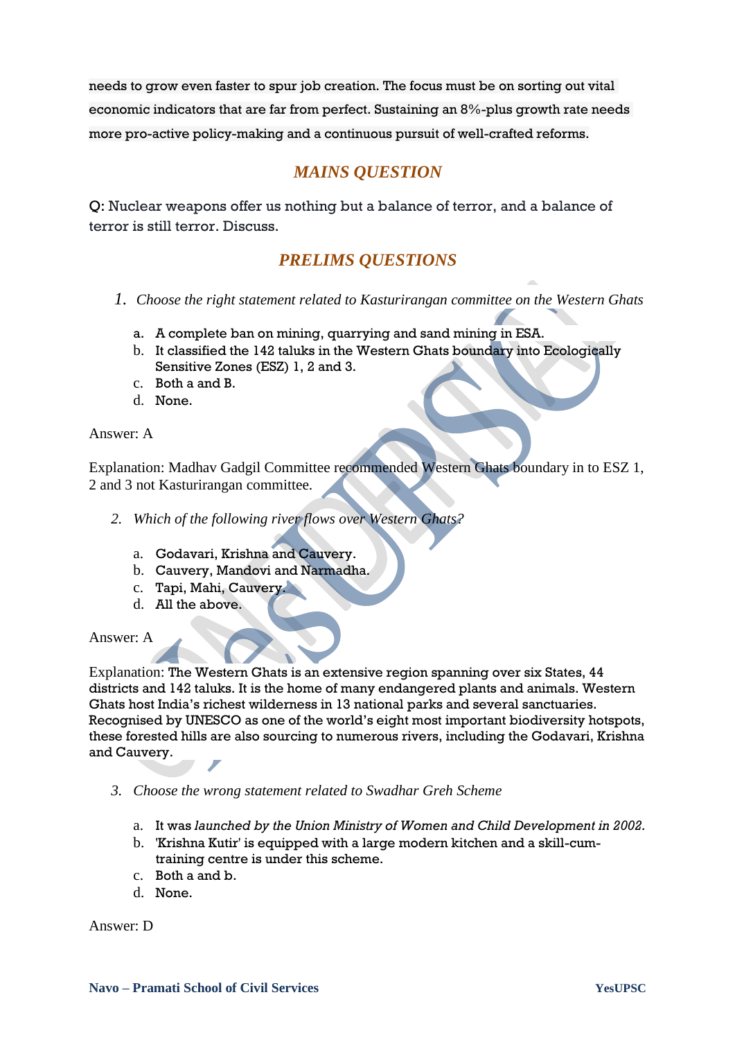needs to grow even faster to spur job creation. The focus must be on sorting out vital economic indicators that are far from perfect. Sustaining an 8%-plus growth rate needs more pro-active policy-making and a continuous pursuit of well-crafted reforms.

## MAINS QUESTION

Q: Nuclear weapons offer us nothing but a balance of terror, and a balance of terror is still terror. Discuss.

## PRELIMS QUESTIONS

1. *Choose the right statement related to Kasturirangan committee on the Western Ghats*

   a. A complete ban on mining, quarrying and sand mining in ESA.
   b. It classified the 142 taluks in the Western Ghats boundary into Ecologically Sensitive Zones (ESZ) 1, 2 and 3.
   c. Both a and B.
   d. None.

Answer: A

Explanation: Madhav Gadgil Committee recommended Western Ghats boundary in to ESZ 1, 2 and 3 not Kasturirangan committee.

2. *Which of the following river flows over Western Ghats?*

   a. Godavari, Krishna and Cauvery.
   b. Cauvery, Mandovi and Narmadha.
   c. Tapi, Mahi, Cauvery.
   d. All the above.

Answer: A

Explanation: The Western Ghats is an extensive region spanning over six States, 44 districts and 142 taluks. It is the home of many endangered plants and animals. Western Ghats host India's richest wilderness in 13 national parks and several sanctuaries. Recognised by UNESCO as one of the world's eight most important biodiversity hotspots, these forested hills are also sourcing to numerous rivers, including the Godavari, Krishna and Cauvery.

3. *Choose the wrong statement related to Swadhar Greh Scheme*

   a. It was *launched by the Union Ministry of Women and Child Development in 2002.*
   b. 'Krishna Kutir' is equipped with a large modern kitchen and a skill-cum-training centre is under this scheme.
   c. Both a and b.
   d. None.

Answer: D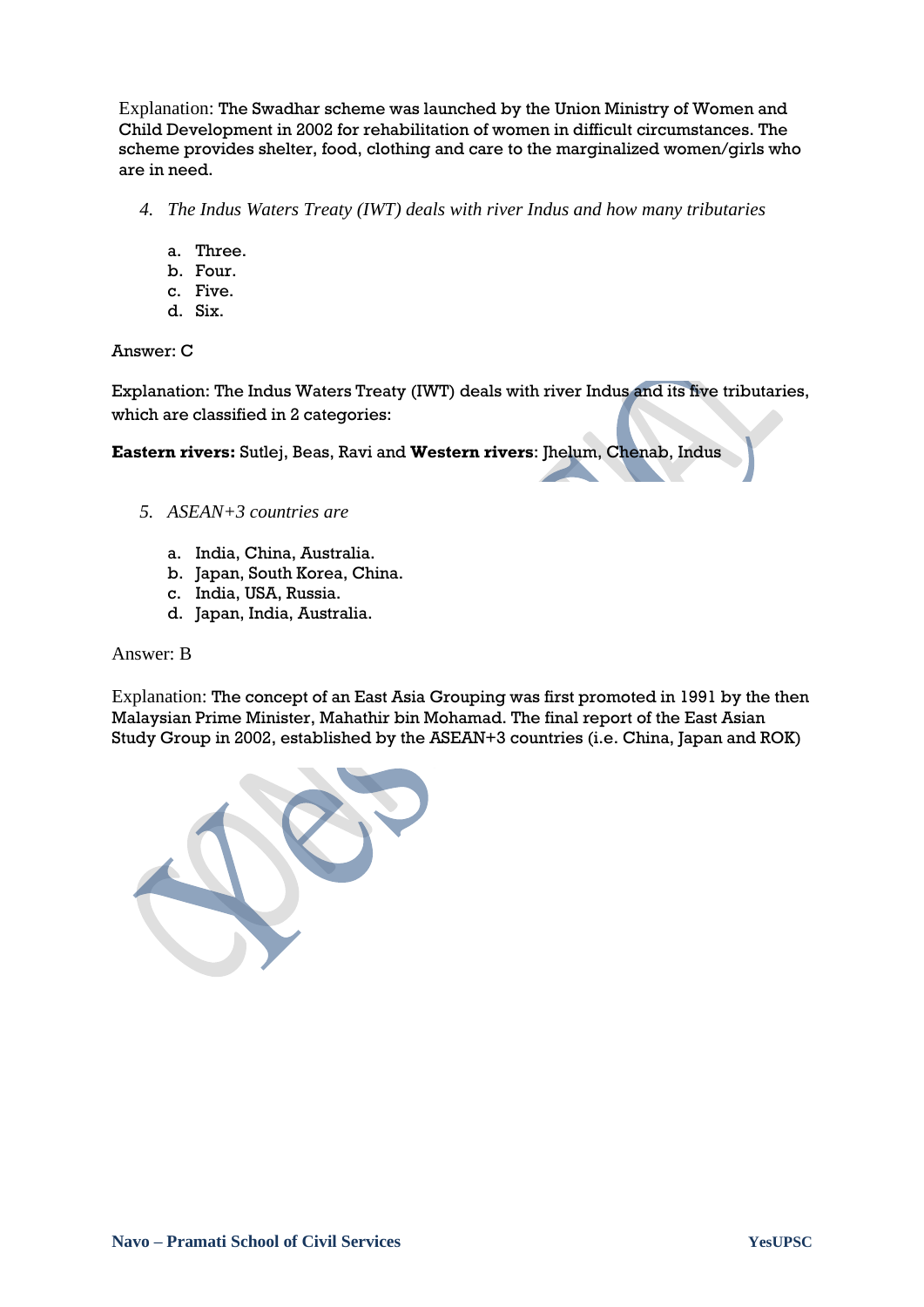Explanation: The Swadhar scheme was launched by the Union Ministry of Women and Child Development in 2002 for rehabilitation of women in difficult circumstances. The scheme provides shelter, food, clothing and care to the marginalized women/girls who are in need.

4. *The Indus Waters Treaty (IWT) deals with river Indus and how many tributaries*

   a. Three.
   b. Four.
   c. Five.
   d. Six.

Answer: C

Explanation: The Indus Waters Treaty (IWT) deals with river Indus and its five tributaries, which are classified in 2 categories:

**Eastern rivers:** Sutlej, Beas, Ravi and **Western rivers**: Jhelum, Chenab, Indus

5. *ASEAN+3 countries are*

   a. India, China, Australia.
   b. Japan, South Korea, China.
   c. India, USA, Russia.
   d. Japan, India, Australia.

Answer: B

Explanation: The concept of an East Asia Grouping was first promoted in 1991 by the then Malaysian Prime Minister, Mahathir bin Mohamad. The final report of the East Asian Study Group in 2002, established by the ASEAN+3 countries (i.e. China, Japan and ROK)